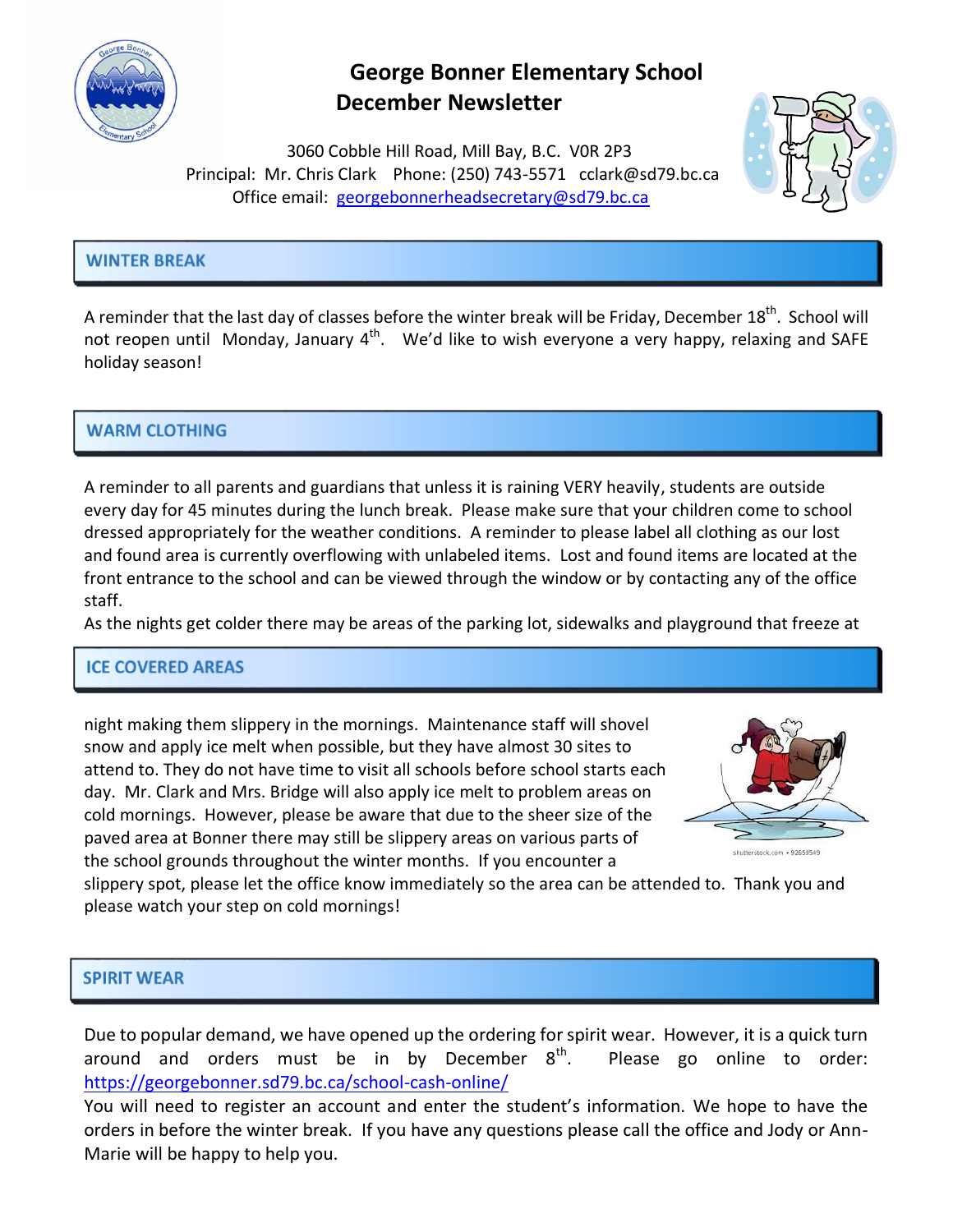# George Bonner Elementary School
## December Newsletter

3060 Cobble Hill Road, Mill Bay, B.C. V0R 2P3
Principal: Mr. Chris Clark Phone: (250) 743-5571 cclark@sd79.bc.ca
Office email: georgebonnerheadsecretary@sd79.bc.ca

## WINTER BREAK

A reminder that the last day of classes before the winter break will be Friday, December 18th. School will not reopen until Monday, January 4th. We'd like to wish everyone a very happy, relaxing and SAFE holiday season!

## WARM CLOTHING

A reminder to all parents and guardians that unless it is raining VERY heavily, students are outside every day for 45 minutes during the lunch break. Please make sure that your children come to school dressed appropriately for the weather conditions. A reminder to please label all clothing as our lost and found area is currently overflowing with unlabeled items. Lost and found items are located at the front entrance to the school and can be viewed through the window or by contacting any of the office staff.

## ICE COVERED AREAS

As the nights get colder there may be areas of the parking lot, sidewalks and playground that freeze at night making them slippery in the mornings. Maintenance staff will shovel snow and apply ice melt when possible, but they have almost 30 sites to attend to. They do not have time to visit all schools before school starts each day. Mr. Clark and Mrs. Bridge will also apply ice melt to problem areas on cold mornings. However, please be aware that due to the sheer size of the paved area at Bonner there may still be slippery areas on various parts of the school grounds throughout the winter months. If you encounter a slippery spot, please let the office know immediately so the area can be attended to. Thank you and please watch your step on cold mornings!

## SPIRIT WEAR

Due to popular demand, we have opened up the ordering for spirit wear. However, it is a quick turn around and orders must be in by December 8th. Please go online to order: https://georgebonner.sd79.bc.ca/school-cash-online/

You will need to register an account and enter the student's information. We hope to have the orders in before the winter break. If you have any questions please call the office and Jody or Ann-Marie will be happy to help you.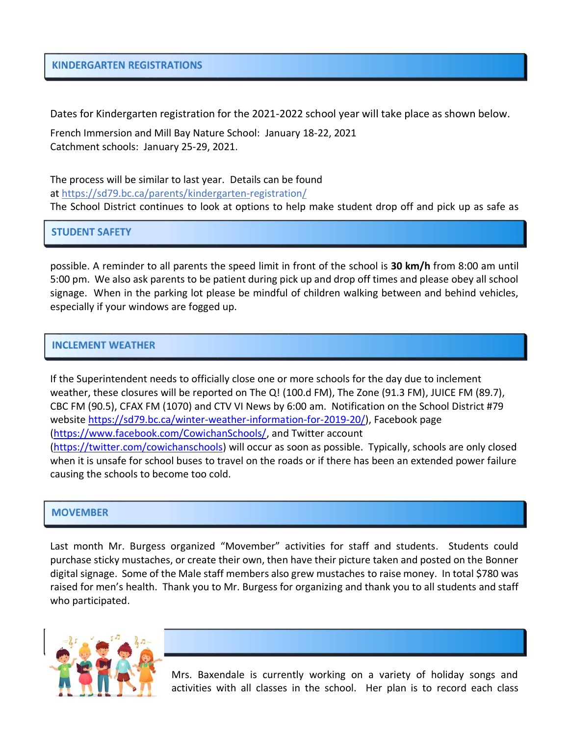## KINDERGARTEN REGISTRATIONS

Dates for Kindergarten registration for the 2021-2022 school year will take place as shown below.

French Immersion and Mill Bay Nature School: January 18-22, 2021
Catchment schools: January 25-29, 2021.

The process will be similar to last year. Details can be found at https://sd79.bc.ca/parents/kindergarten-registration/

## STUDENT SAFETY

The School District continues to look at options to help make student drop off and pick up as safe as possible. A reminder to all parents the speed limit in front of the school is **30 km/h** from 8:00 am until 5:00 pm. We also ask parents to be patient during pick up and drop off times and please obey all school signage. When in the parking lot please be mindful of children walking between and behind vehicles, especially if your windows are fogged up.

## INCLEMENT WEATHER

If the Superintendent needs to officially close one or more schools for the day due to inclement weather, these closures will be reported on The Q! (100.d FM), The Zone (91.3 FM), JUICE FM (89.7), CBC FM (90.5), CFAX FM (1070) and CTV VI News by 6:00 am. Notification on the School District #79 website https://sd79.bc.ca/winter-weather-information-for-2019-20/), Facebook page (https://www.facebook.com/CowichanSchools/, and Twitter account (https://twitter.com/cowichanschools) will occur as soon as possible. Typically, schools are only closed when it is unsafe for school buses to travel on the roads or if there has been an extended power failure causing the schools to become too cold.

## MOVEMBER

Last month Mr. Burgess organized "Movember" activities for staff and students. Students could purchase sticky mustaches, or create their own, then have their picture taken and posted on the Bonner digital signage. Some of the Male staff members also grew mustaches to raise money. In total $780 was raised for men's health. Thank you to Mr. Burgess for organizing and thank you to all students and staff who participated.

Mrs. Baxendale is currently working on a variety of holiday songs and activities with all classes in the school. Her plan is to record each class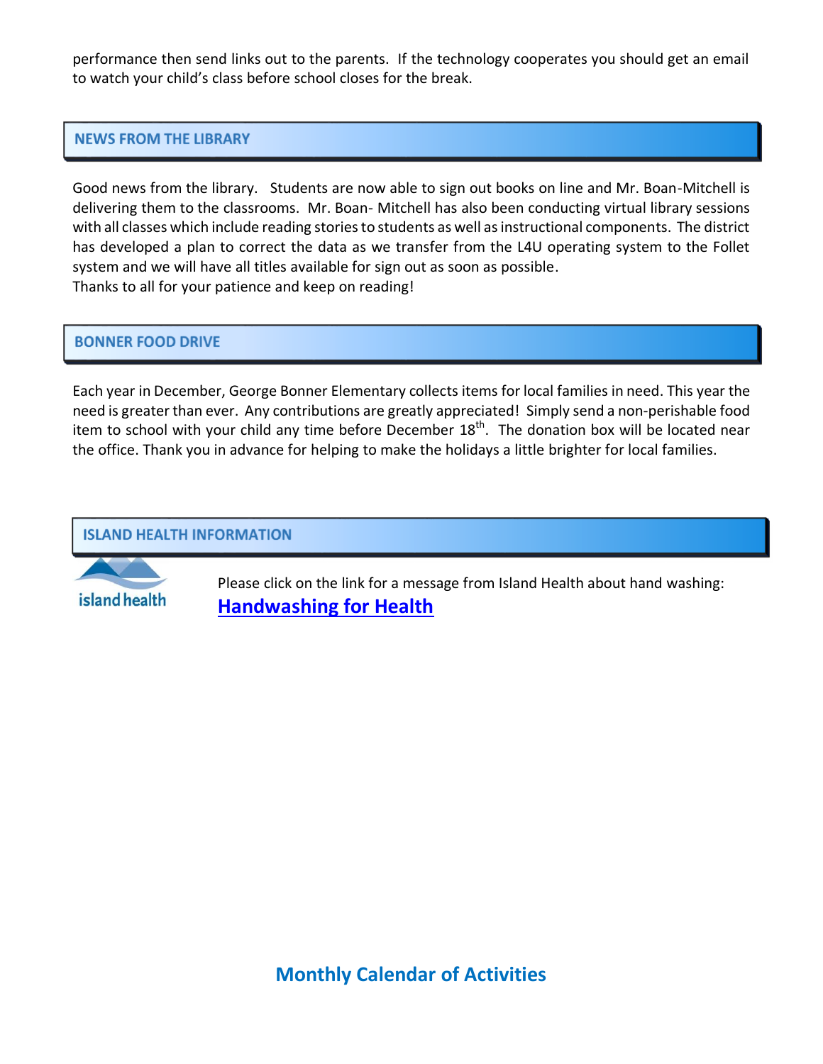performance then send links out to the parents. If the technology cooperates you should get an email to watch your child's class before school closes for the break.

## NEWS FROM THE LIBRARY

Good news from the library. Students are now able to sign out books on line and Mr. Boan-Mitchell is delivering them to the classrooms. Mr. Boan- Mitchell has also been conducting virtual library sessions with all classes which include reading stories to students as well as instructional components. The district has developed a plan to correct the data as we transfer from the L4U operating system to the Follet system and we will have all titles available for sign out as soon as possible.
Thanks to all for your patience and keep on reading!

## BONNER FOOD DRIVE

Each year in December, George Bonner Elementary collects items for local families in need. This year the need is greater than ever. Any contributions are greatly appreciated! Simply send a non-perishable food item to school with your child any time before December 18th. The donation box will be located near the office. Thank you in advance for helping to make the holidays a little brighter for local families.

## ISLAND HEALTH INFORMATION

island health

Please click on the link for a message from Island Health about hand washing:
**Handwashing for Health**

## Monthly Calendar of Activities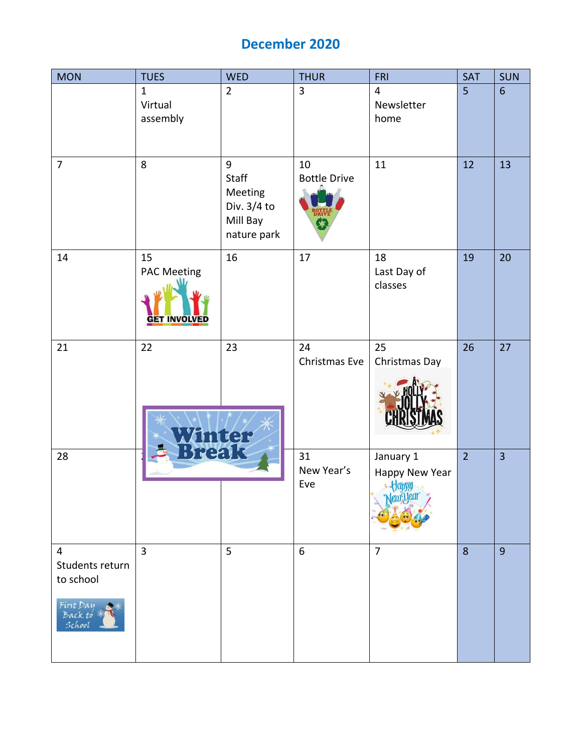# December 2020

| MON | TUES | WED | THUR | FRI | SAT | SUN |
|---|---|---|---|---|---|---|
| | 1 Virtual assembly | 2 | 3 | 4 Newsletter home | 5 | 6 |
| 7 | 8 | 9 Staff Meeting Div. 3/4 to Mill Bay nature park | 10 Bottle Drive | 11 | 12 | 13 |
| 14 | 15 PAC Meeting | 16 | 17 | 18 Last Day of classes | 19 | 20 |
| 21 | 22 | 23 | 24 Christmas Eve | 25 Christmas Day | 26 | 27 |
| 28 | | | 31 New Year's Eve | January 1 Happy New Year | 2 | 3 |
| 4 Students return to school | 3 | 5 | 6 | 7 | 8 | 9 |